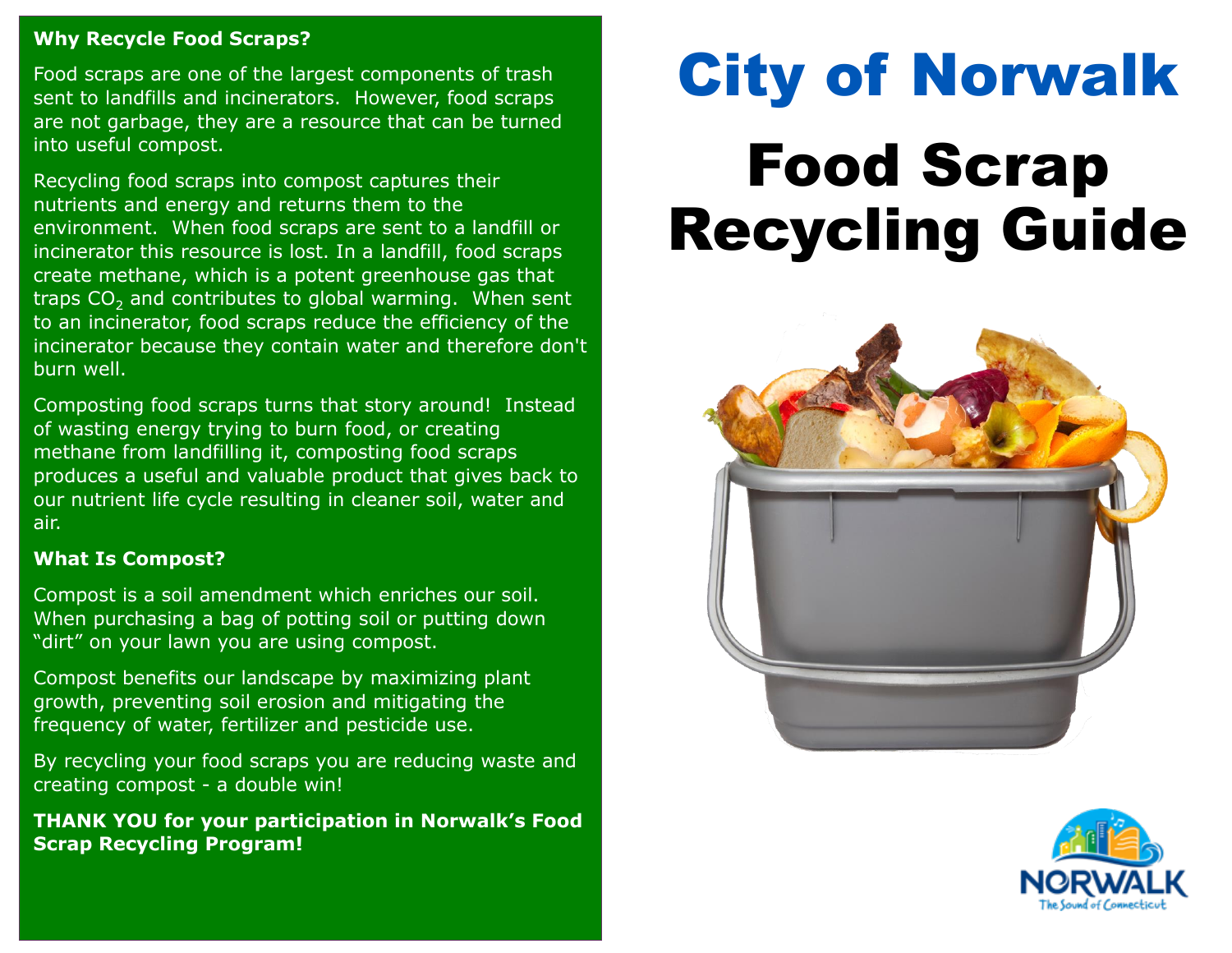### Why Recycle Food Scraps?

Food scraps are one of the largest components of trash sent to landfills and incinerators. However, food scraps are not garbage, they are a resource that can be turned into useful compost.

Recycling food scraps into compost captures their nutrients and energy and returns them to the environment. When food scraps are sent to a landfill or incinerator this resource is lost. In a landfill, food scraps create methane, which is a potent greenhouse gas that traps $CO_2$ and contributes to global warming. When sent to an incinerator, food scraps reduce the efficiency of the incinerator because they contain water and therefore don't burn well.

Composting food scraps turns that story around! Instead of wasting energy trying to burn food, or creating methane from landfilling it, composting food scraps produces a useful and valuable product that gives back to our nutrient life cycle resulting in cleaner soil, water and air.

### What Is Compost?

Compost is a soil amendment which enriches our soil. When purchasing a bag of potting soil or putting down "dirt" on your lawn you are using compost.

Compost benefits our landscape by maximizing plant growth, preventing soil erosion and mitigating the frequency of water, fertilizer and pesticide use.

By recycling your food scraps you are reducing waste and creating compost - a double win!

**THANK YOU for your participation in Norwalk's Food Scrap Recycling Program!**

# City of Norwalk

# Food Scrap Recycling Guide

NORWALK

The Sound of Connecticut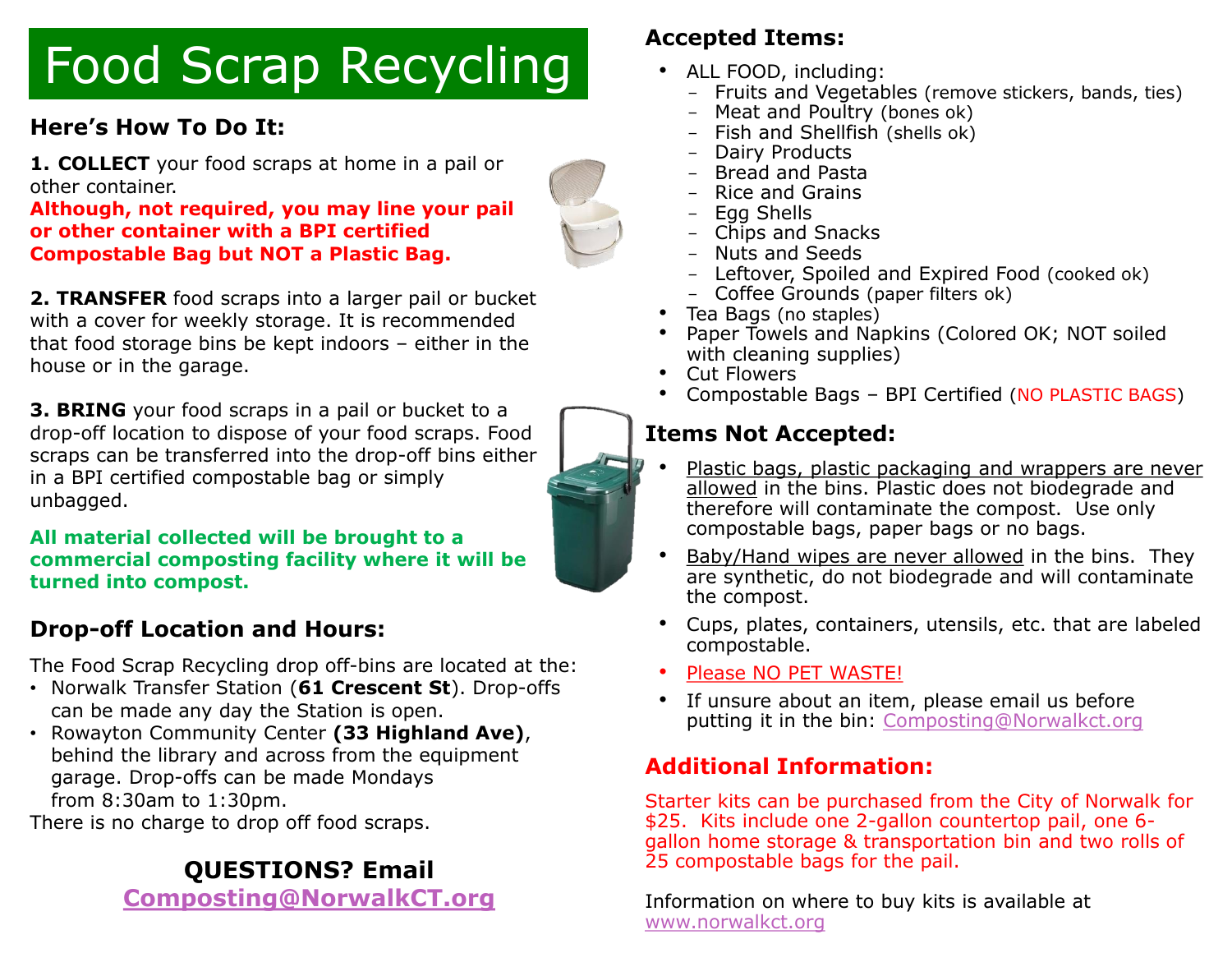# Food Scrap Recycling

## Here's How To Do It:

**1. COLLECT** your food scraps at home in a pail or other container.
**Although, not required, you may line your pail or other container with a BPI certified Compostable Bag but NOT a Plastic Bag.**

**2. TRANSFER** food scraps into a larger pail or bucket with a cover for weekly storage. It is recommended that food storage bins be kept indoors – either in the house or in the garage.

**3. BRING** your food scraps in a pail or bucket to a drop-off location to dispose of your food scraps. Food scraps can be transferred into the drop-off bins either in a BPI certified compostable bag or simply unbagged.

**All material collected will be brought to a commercial composting facility where it will be turned into compost.**

## Drop-off Location and Hours:

The Food Scrap Recycling drop off-bins are located at the:

- Norwalk Transfer Station (**61 Crescent St**). Drop-offs can be made any day the Station is open.
- Rowayton Community Center **(33 Highland Ave)**, behind the library and across from the equipment garage. Drop-offs can be made Mondays from 8:30am to 1:30pm.

There is no charge to drop off food scraps.

**QUESTIONS? Email Composting@NorwalkCT.org**

## Accepted Items:

- ALL FOOD, including:
  - Fruits and Vegetables (remove stickers, bands, ties)
  - Meat and Poultry (bones ok)
  - Fish and Shellfish (shells ok)
  - Dairy Products
  - Bread and Pasta
  - Rice and Grains
  - Egg Shells
  - Chips and Snacks
  - Nuts and Seeds
  - Leftover, Spoiled and Expired Food (cooked ok)
  - Coffee Grounds (paper filters ok)
- Tea Bags (no staples)
- Paper Towels and Napkins (Colored OK; NOT soiled with cleaning supplies)
- Cut Flowers
- Compostable Bags – BPI Certified (NO PLASTIC BAGS)

## Items Not Accepted:

- Plastic bags, plastic packaging and wrappers are never allowed in the bins. Plastic does not biodegrade and therefore will contaminate the compost. Use only compostable bags, paper bags or no bags.
- Baby/Hand wipes are never allowed in the bins. They are synthetic, do not biodegrade and will contaminate the compost.
- Cups, plates, containers, utensils, etc. that are labeled compostable.
- Please NO PET WASTE!
- If unsure about an item, please email us before putting it in the bin: Composting@Norwalkct.org

## Additional Information:

Starter kits can be purchased from the City of Norwalk for $25. Kits include one 2-gallon countertop pail, one 6-gallon home storage & transportation bin and two rolls of 25 compostable bags for the pail.

Information on where to buy kits is available at www.norwalkct.org